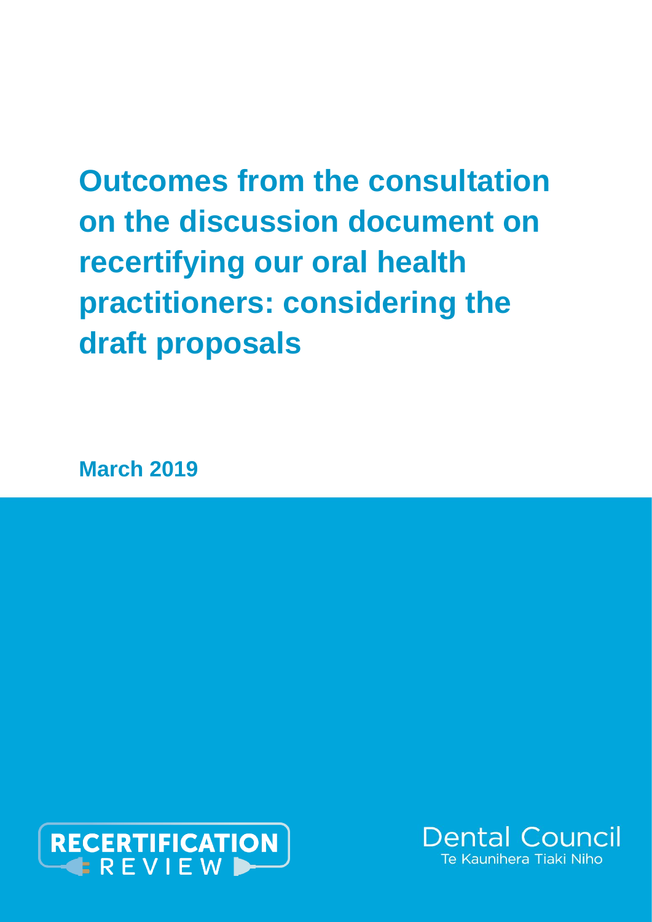# Outcomes from the consultation on the discussion document on recertifying our oral health practitioners: considering the draft proposals

**March 2019**

RECERTIFICATION REVIEW

Dental Council
Te Kaunihera Tiaki Niho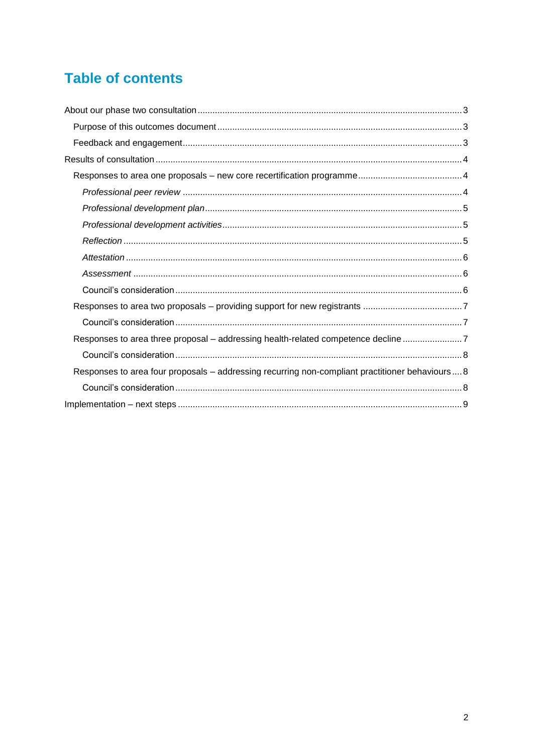# Table of contents

About our phase two consultation ... 3

- Purpose of this outcomes document ... 3
- Feedback and engagement ... 3

Results of consultation ... 4

- Responses to area one proposals – new core recertification programme ... 4
  - *Professional peer review* ... 4
  - *Professional development plan* ... 5
  - *Professional development activities* ... 5
  - *Reflection* ... 5
  - *Attestation* ... 6
  - *Assessment* ... 6
  - Council's consideration ... 6
- Responses to area two proposals – providing support for new registrants ... 7
  - Council's consideration ... 7
- Responses to area three proposal – addressing health-related competence decline ... 7
  - Council's consideration ... 8
- Responses to area four proposals – addressing recurring non-compliant practitioner behaviours ... 8
  - Council's consideration ... 8

Implementation – next steps ... 9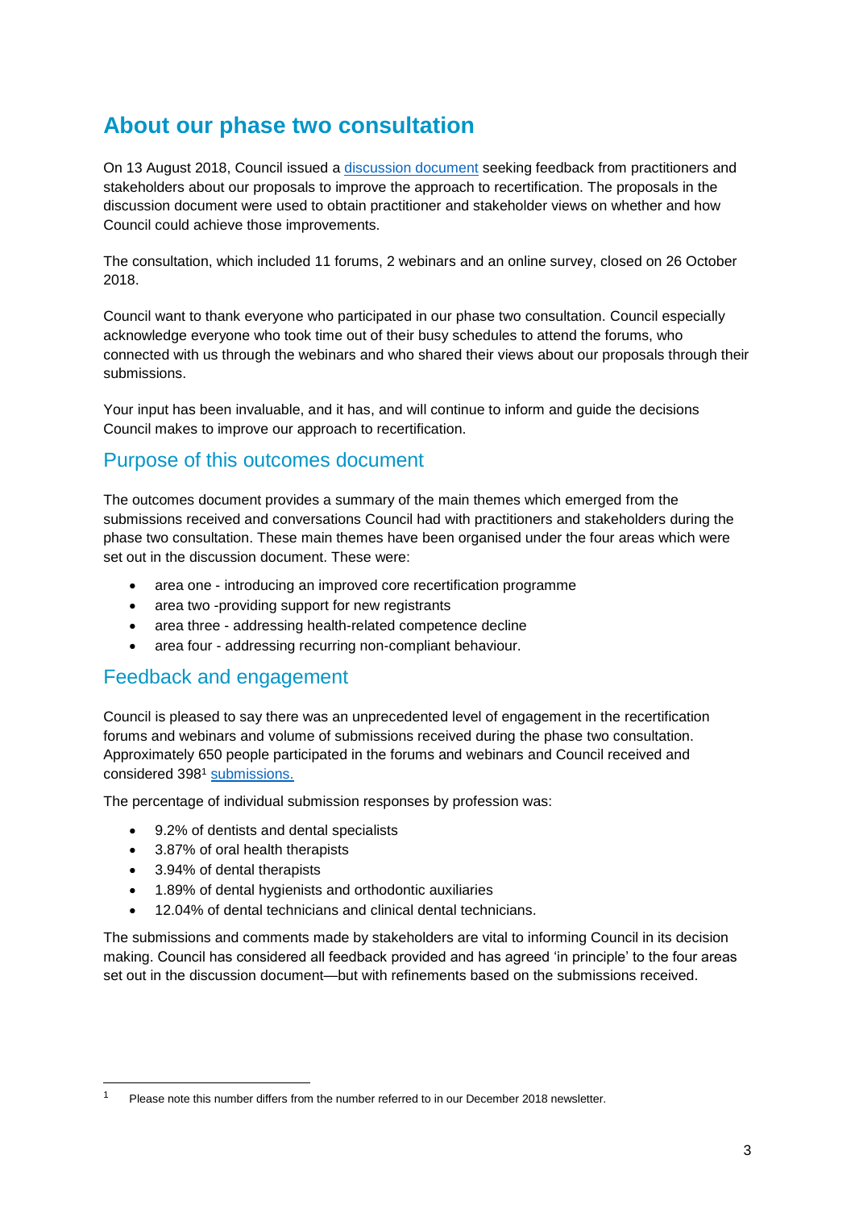## About our phase two consultation

On 13 August 2018, Council issued a discussion document seeking feedback from practitioners and stakeholders about our proposals to improve the approach to recertification. The proposals in the discussion document were used to obtain practitioner and stakeholder views on whether and how Council could achieve those improvements.

The consultation, which included 11 forums, 2 webinars and an online survey, closed on 26 October 2018.

Council want to thank everyone who participated in our phase two consultation. Council especially acknowledge everyone who took time out of their busy schedules to attend the forums, who connected with us through the webinars and who shared their views about our proposals through their submissions.

Your input has been invaluable, and it has, and will continue to inform and guide the decisions Council makes to improve our approach to recertification.

### Purpose of this outcomes document

The outcomes document provides a summary of the main themes which emerged from the submissions received and conversations Council had with practitioners and stakeholders during the phase two consultation. These main themes have been organised under the four areas which were set out in the discussion document. These were:

- area one - introducing an improved core recertification programme
- area two -providing support for new registrants
- area three - addressing health-related competence decline
- area four - addressing recurring non-compliant behaviour.

### Feedback and engagement

Council is pleased to say there was an unprecedented level of engagement in the recertification forums and webinars and volume of submissions received during the phase two consultation. Approximately 650 people participated in the forums and webinars and Council received and considered 398[1] submissions.

The percentage of individual submission responses by profession was:

- 9.2% of dentists and dental specialists
- 3.87% of oral health therapists
- 3.94% of dental therapists
- 1.89% of dental hygienists and orthodontic auxiliaries
- 12.04% of dental technicians and clinical dental technicians.

The submissions and comments made by stakeholders are vital to informing Council in its decision making. Council has considered all feedback provided and has agreed 'in principle' to the four areas set out in the discussion document—but with refinements based on the submissions received.

---

[1] Please note this number differs from the number referred to in our December 2018 newsletter.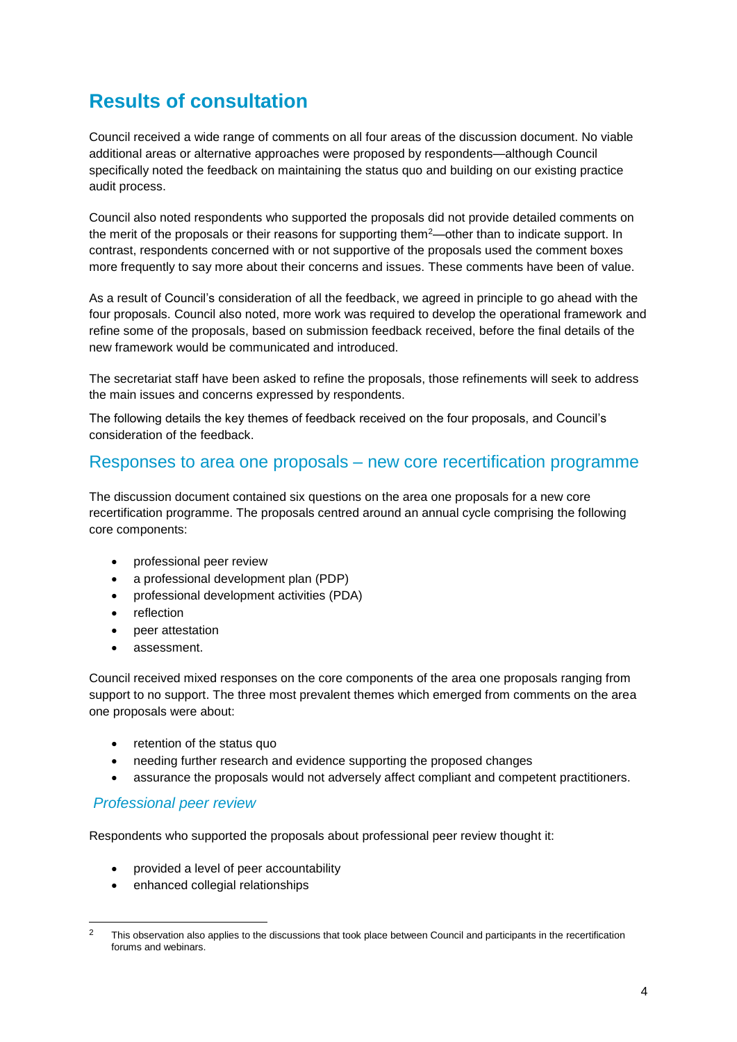## Results of consultation

Council received a wide range of comments on all four areas of the discussion document. No viable additional areas or alternative approaches were proposed by respondents—although Council specifically noted the feedback on maintaining the status quo and building on our existing practice audit process.

Council also noted respondents who supported the proposals did not provide detailed comments on the merit of the proposals or their reasons for supporting them[2]—other than to indicate support. In contrast, respondents concerned with or not supportive of the proposals used the comment boxes more frequently to say more about their concerns and issues. These comments have been of value.

As a result of Council's consideration of all the feedback, we agreed in principle to go ahead with the four proposals. Council also noted, more work was required to develop the operational framework and refine some of the proposals, based on submission feedback received, before the final details of the new framework would be communicated and introduced.

The secretariat staff have been asked to refine the proposals, those refinements will seek to address the main issues and concerns expressed by respondents.

The following details the key themes of feedback received on the four proposals, and Council's consideration of the feedback.

### Responses to area one proposals – new core recertification programme

The discussion document contained six questions on the area one proposals for a new core recertification programme. The proposals centred around an annual cycle comprising the following core components:

- professional peer review
- a professional development plan (PDP)
- professional development activities (PDA)
- reflection
- peer attestation
- assessment.

Council received mixed responses on the core components of the area one proposals ranging from support to no support. The three most prevalent themes which emerged from comments on the area one proposals were about:

- retention of the status quo
- needing further research and evidence supporting the proposed changes
- assurance the proposals would not adversely affect compliant and competent practitioners.

#### *Professional peer review*

Respondents who supported the proposals about professional peer review thought it:

- provided a level of peer accountability
- enhanced collegial relationships

[2] This observation also applies to the discussions that took place between Council and participants in the recertification forums and webinars.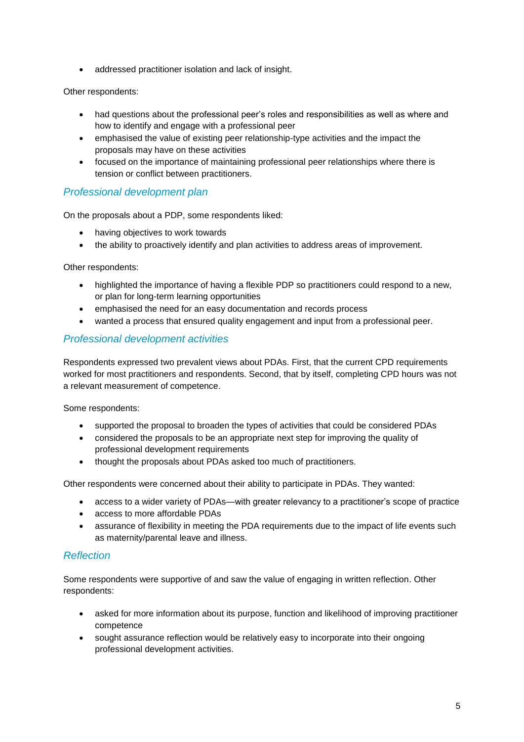- addressed practitioner isolation and lack of insight.

Other respondents:

- had questions about the professional peer's roles and responsibilities as well as where and how to identify and engage with a professional peer
- emphasised the value of existing peer relationship-type activities and the impact the proposals may have on these activities
- focused on the importance of maintaining professional peer relationships where there is tension or conflict between practitioners.

### *Professional development plan*

On the proposals about a PDP, some respondents liked:

- having objectives to work towards
- the ability to proactively identify and plan activities to address areas of improvement.

Other respondents:

- highlighted the importance of having a flexible PDP so practitioners could respond to a new, or plan for long-term learning opportunities
- emphasised the need for an easy documentation and records process
- wanted a process that ensured quality engagement and input from a professional peer.

### *Professional development activities*

Respondents expressed two prevalent views about PDAs. First, that the current CPD requirements worked for most practitioners and respondents. Second, that by itself, completing CPD hours was not a relevant measurement of competence.

Some respondents:

- supported the proposal to broaden the types of activities that could be considered PDAs
- considered the proposals to be an appropriate next step for improving the quality of professional development requirements
- thought the proposals about PDAs asked too much of practitioners.

Other respondents were concerned about their ability to participate in PDAs. They wanted:

- access to a wider variety of PDAs—with greater relevancy to a practitioner's scope of practice
- access to more affordable PDAs
- assurance of flexibility in meeting the PDA requirements due to the impact of life events such as maternity/parental leave and illness.

### *Reflection*

Some respondents were supportive of and saw the value of engaging in written reflection. Other respondents:

- asked for more information about its purpose, function and likelihood of improving practitioner competence
- sought assurance reflection would be relatively easy to incorporate into their ongoing professional development activities.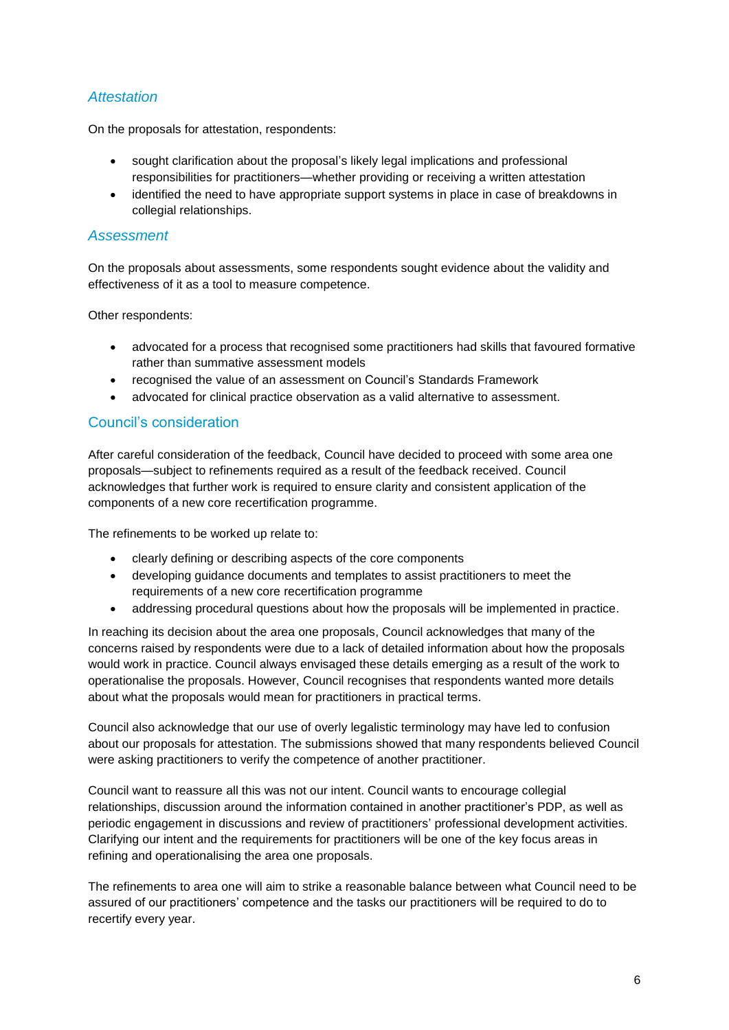### *Attestation*

On the proposals for attestation, respondents:

- sought clarification about the proposal's likely legal implications and professional responsibilities for practitioners—whether providing or receiving a written attestation
- identified the need to have appropriate support systems in place in case of breakdowns in collegial relationships.

### *Assessment*

On the proposals about assessments, some respondents sought evidence about the validity and effectiveness of it as a tool to measure competence.

Other respondents:

- advocated for a process that recognised some practitioners had skills that favoured formative rather than summative assessment models
- recognised the value of an assessment on Council's Standards Framework
- advocated for clinical practice observation as a valid alternative to assessment.

## Council's consideration

After careful consideration of the feedback, Council have decided to proceed with some area one proposals—subject to refinements required as a result of the feedback received. Council acknowledges that further work is required to ensure clarity and consistent application of the components of a new core recertification programme.

The refinements to be worked up relate to:

- clearly defining or describing aspects of the core components
- developing guidance documents and templates to assist practitioners to meet the requirements of a new core recertification programme
- addressing procedural questions about how the proposals will be implemented in practice.

In reaching its decision about the area one proposals, Council acknowledges that many of the concerns raised by respondents were due to a lack of detailed information about how the proposals would work in practice. Council always envisaged these details emerging as a result of the work to operationalise the proposals. However, Council recognises that respondents wanted more details about what the proposals would mean for practitioners in practical terms.

Council also acknowledge that our use of overly legalistic terminology may have led to confusion about our proposals for attestation. The submissions showed that many respondents believed Council were asking practitioners to verify the competence of another practitioner.

Council want to reassure all this was not our intent. Council wants to encourage collegial relationships, discussion around the information contained in another practitioner's PDP, as well as periodic engagement in discussions and review of practitioners' professional development activities. Clarifying our intent and the requirements for practitioners will be one of the key focus areas in refining and operationalising the area one proposals.

The refinements to area one will aim to strike a reasonable balance between what Council need to be assured of our practitioners' competence and the tasks our practitioners will be required to do to recertify every year.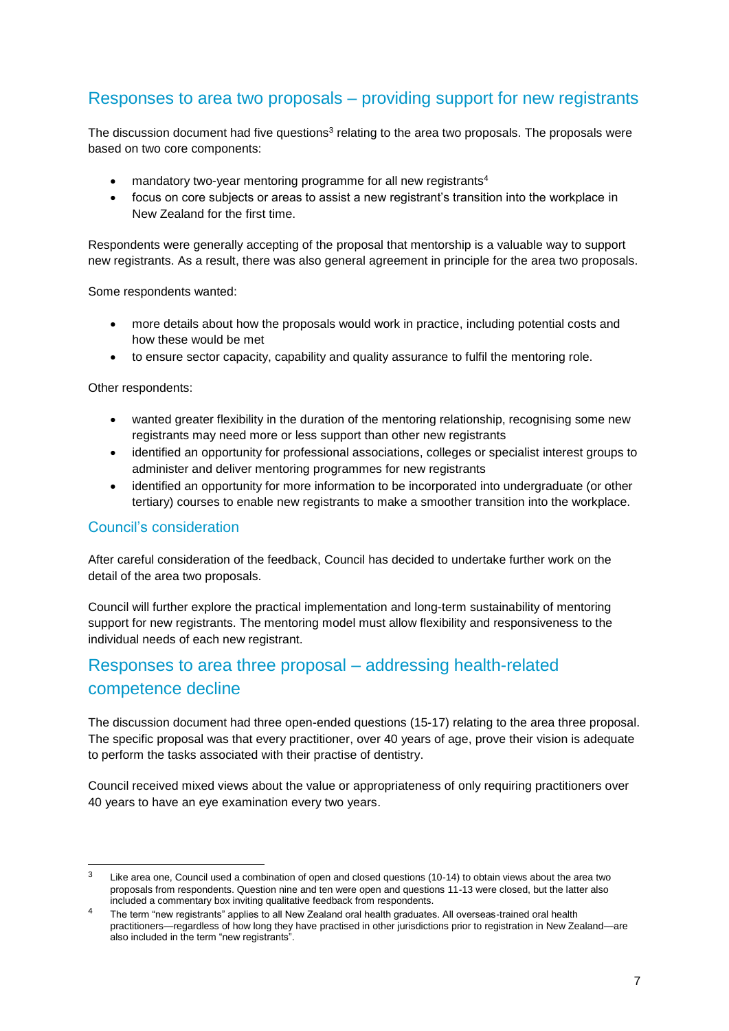## Responses to area two proposals – providing support for new registrants

The discussion document had five questions[3] relating to the area two proposals. The proposals were based on two core components:

- mandatory two-year mentoring programme for all new registrants[4]
- focus on core subjects or areas to assist a new registrant's transition into the workplace in New Zealand for the first time.

Respondents were generally accepting of the proposal that mentorship is a valuable way to support new registrants. As a result, there was also general agreement in principle for the area two proposals.

Some respondents wanted:

- more details about how the proposals would work in practice, including potential costs and how these would be met
- to ensure sector capacity, capability and quality assurance to fulfil the mentoring role.

Other respondents:

- wanted greater flexibility in the duration of the mentoring relationship, recognising some new registrants may need more or less support than other new registrants
- identified an opportunity for professional associations, colleges or specialist interest groups to administer and deliver mentoring programmes for new registrants
- identified an opportunity for more information to be incorporated into undergraduate (or other tertiary) courses to enable new registrants to make a smoother transition into the workplace.

### Council's consideration

After careful consideration of the feedback, Council has decided to undertake further work on the detail of the area two proposals.

Council will further explore the practical implementation and long-term sustainability of mentoring support for new registrants. The mentoring model must allow flexibility and responsiveness to the individual needs of each new registrant.

## Responses to area three proposal – addressing health-related competence decline

The discussion document had three open-ended questions (15-17) relating to the area three proposal. The specific proposal was that every practitioner, over 40 years of age, prove their vision is adequate to perform the tasks associated with their practise of dentistry.

Council received mixed views about the value or appropriateness of only requiring practitioners over 40 years to have an eye examination every two years.

---

[3] Like area one, Council used a combination of open and closed questions (10-14) to obtain views about the area two proposals from respondents. Question nine and ten were open and questions 11-13 were closed, but the latter also included a commentary box inviting qualitative feedback from respondents.

[4] The term "new registrants" applies to all New Zealand oral health graduates. All overseas-trained oral health practitioners—regardless of how long they have practised in other jurisdictions prior to registration in New Zealand—are also included in the term "new registrants".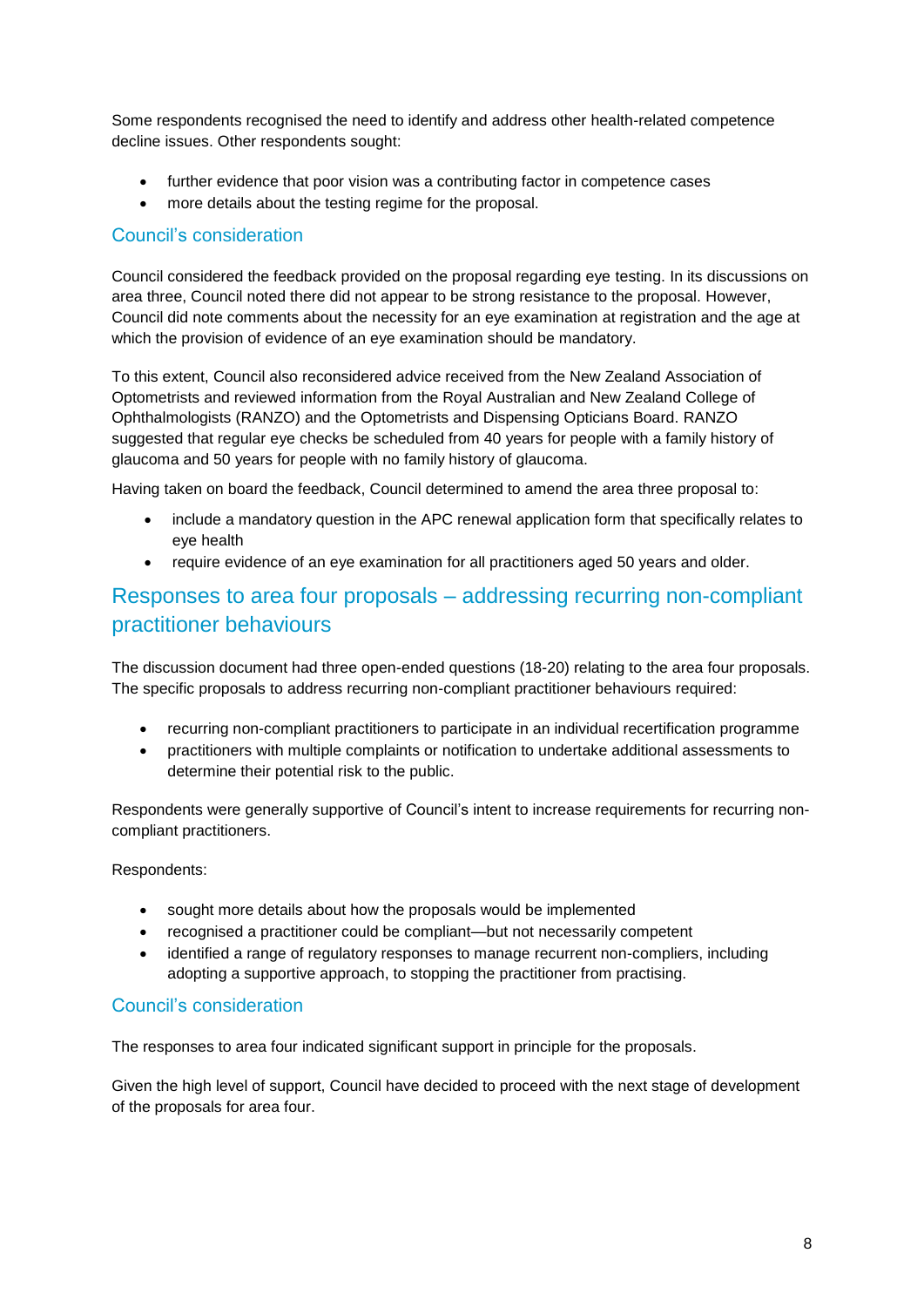Some respondents recognised the need to identify and address other health-related competence decline issues. Other respondents sought:

- further evidence that poor vision was a contributing factor in competence cases
- more details about the testing regime for the proposal.

### Council's consideration

Council considered the feedback provided on the proposal regarding eye testing. In its discussions on area three, Council noted there did not appear to be strong resistance to the proposal. However, Council did note comments about the necessity for an eye examination at registration and the age at which the provision of evidence of an eye examination should be mandatory.

To this extent, Council also reconsidered advice received from the New Zealand Association of Optometrists and reviewed information from the Royal Australian and New Zealand College of Ophthalmologists (RANZO) and the Optometrists and Dispensing Opticians Board. RANZO suggested that regular eye checks be scheduled from 40 years for people with a family history of glaucoma and 50 years for people with no family history of glaucoma.

Having taken on board the feedback, Council determined to amend the area three proposal to:

- include a mandatory question in the APC renewal application form that specifically relates to eye health
- require evidence of an eye examination for all practitioners aged 50 years and older.

## Responses to area four proposals – addressing recurring non-compliant practitioner behaviours

The discussion document had three open-ended questions (18-20) relating to the area four proposals. The specific proposals to address recurring non-compliant practitioner behaviours required:

- recurring non-compliant practitioners to participate in an individual recertification programme
- practitioners with multiple complaints or notification to undertake additional assessments to determine their potential risk to the public.

Respondents were generally supportive of Council's intent to increase requirements for recurring non-compliant practitioners.

Respondents:

- sought more details about how the proposals would be implemented
- recognised a practitioner could be compliant—but not necessarily competent
- identified a range of regulatory responses to manage recurrent non-compliers, including adopting a supportive approach, to stopping the practitioner from practising.

### Council's consideration

The responses to area four indicated significant support in principle for the proposals.

Given the high level of support, Council have decided to proceed with the next stage of development of the proposals for area four.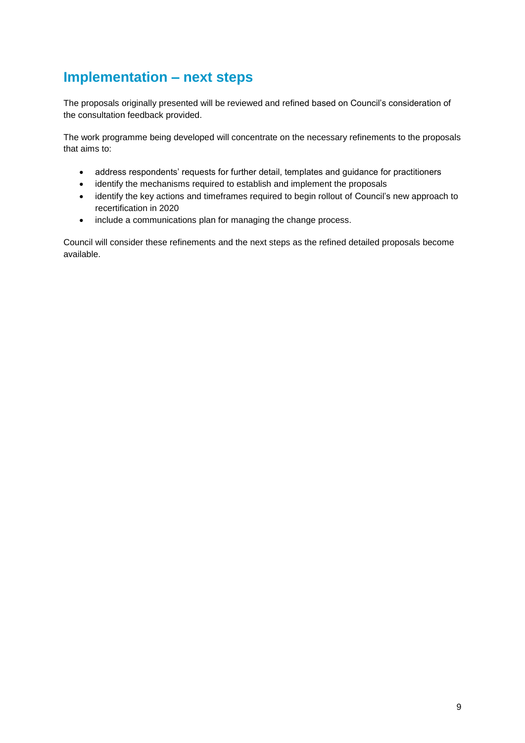## Implementation – next steps

The proposals originally presented will be reviewed and refined based on Council's consideration of the consultation feedback provided.

The work programme being developed will concentrate on the necessary refinements to the proposals that aims to:

- address respondents' requests for further detail, templates and guidance for practitioners
- identify the mechanisms required to establish and implement the proposals
- identify the key actions and timeframes required to begin rollout of Council's new approach to recertification in 2020
- include a communications plan for managing the change process.

Council will consider these refinements and the next steps as the refined detailed proposals become available.